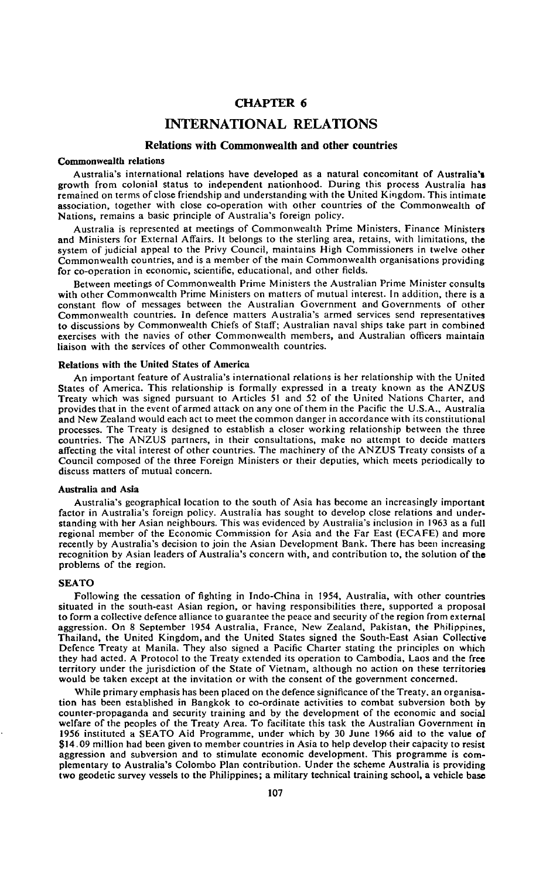# CHAPTER 6

# INTERNATIONAL RELATIONS

## Relations with Commonwealth and other countries

### Commonwealth relations

Australia's international relations have developed as a natural concomitant of Australia's growth from colonial status to independent nationhood. During this process Australia has remained on terms of close friendship and understanding with the United Kingdom. This intimate association, together with close co-operation with other countries of the Commonwealth of Nations, remains a basic principle of Australia's foreign policy.

Australia is represented at meetings of Commonwealth Prime Ministers, Finance Ministers and Ministers for External Affairs. It belongs to the sterling area, retains, with limitations, the system of judicial appeal to the Privy Council, maintains High Commissioners in twelve other Commonwealth countries, and is a member of the main Commonwealth organisations providing for co-operation in economic, scientific, educational, and other fields.

Between meetings of Commonwealth Prime Ministers the Australian Prime Minister consults with other Commonwealth Prime Ministers on matters of mutual interest. In addition, there is a constant flow of messages between the Australian Government and Governments of other Commonwealth countries. In defence matters Australia's armed services send representatives to discussions by Commonwealth Chiefs of Staff; Australian naval ships take part in combined exercises with the navies of other Commonwealth members, and Australian officers maintain liaison with the services of other Commonwealth countries.

### Relations with the United States of America

An important feature of Australia's international relations is her relationship with the United States of America. This relationship is formally expressed in a treaty known as the ANZUS Treaty which was signed pursuant to Articles 51 and 52 of the United Nations Charter, and provides that in the event of armed attack on any one of them in the Pacific the U.S.A., Australia and New Zealand would each act to meet the common danger in accordance with its constitutional processes. The Treaty is designed to establish a closer working relationship between the three countries. The ANZUS partners, in their consultations, make no attempt to decide matters affecting the vital interest of other countries. The machinery of the ANZUS Treaty consists of a Council composed of the three Foreign Ministers or their deputies, which meets periodically to discuss matters of mutual concern.

### Australia and Asia

Australia's geographical location to the south of Asia has become an increasingly important factor in Australia's foreign policy. Australia has sought to develop close relations and understanding with her Asian neighbours. This was evidenced by Australia's inclusion in 1963 as a full regional member of the Economic Commission for Asia and the Far East (ECAFE) and more recently by Australia's decision to join the Asian Development Bank. There has been increasing recognition by Asian leaders of Australia's concern with, and contribution to, the solution of the problems of the region.

### SEATO

Following the cessation of fighting in Indo-China in 1954, Australia, with other countries situated in the south-east Asian region, or having responsibilities there, supported a proposal to form a collective defence alliance to guarantee the peace and security of the region from external aggression. On 8 September 1954 Australia, France, New Zealand, Pakistan, the Philippines, Thailand, the United Kingdom, and the United States signed the South-East Asian Collective Defence Treaty at Manila. They also signed a Pacific Charter stating the principles on which they had acted. A Protocol to the Treaty extended its operation to Cambodia, Laos and the free territory under the jurisdiction of the State of Vietnam, although no action on these territories would be taken except at the invitation or with the consent of the government concerned.

While primary emphasis has been placed on the defence significance of the Treaty, an organisation has been established in Bangkok to co-ordinate activities to combat subversion both by counter-propaganda and security training and by the development of the economic and social welfare of the peoples of the Treaty Area. To facilitate this task the Australian Government in 1956 instituted a SEATO Aid Programme, under which by 30 June 1966 aid to the value of $14.09 million had been given to member countries in Asia to help develop their capacity to resist aggression and subversion and to stimulate economic development. This programme is complementary to Australia's Colombo Plan contribution. Under the scheme Australia is providing two geodetic survey vessels to the Philippines; a military technical training school, a vehicle base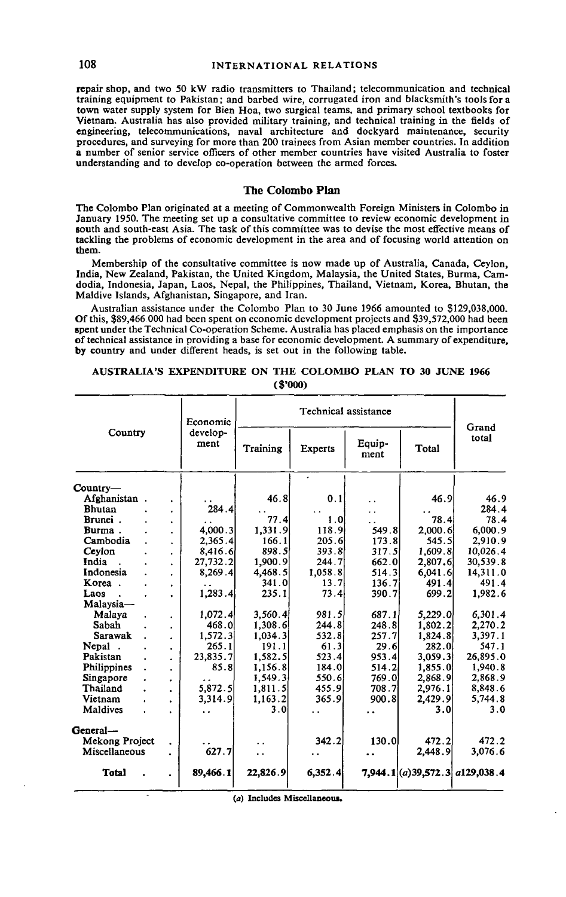repair shop, and two 50 kW radio transmitters to Thailand; telecommunication and technical training equipment to Pakistan; and barbed wire, corrugated iron and blacksmith's tools for a town water supply system for Bien Hoa, two surgical teams, and primary school textbooks for Vietnam. Australia has also provided military training, and technical training in the fields of engineering, telecommunications, naval architecture and dockyard maintenance, security procedures, and surveying for more than 200 trainees from Asian member countries. In addition a number of senior service officers of other member countries have visited Australia to foster understanding and to develop co-operation between the armed forces.

## The Colombo Plan

The Colombo Plan originated at a meeting of Commonwealth Foreign Ministers in Colombo in January 1950. The meeting set up a consultative committee to review economic development in south and south-east Asia. The task of this committee was to devise the most effective means of tackling the problems of economic development in the area and of focusing world attention on them.

Membership of the consultative committee is now made up of Australia, Canada, Ceylon, India, New Zealand, Pakistan, the United Kingdom, Malaysia, the United States, Burma, Cambodia, Indonesia, Japan, Laos, Nepal, the Philippines, Thailand, Vietnam, Korea, Bhutan, the Maldive Islands, Afghanistan, Singapore, and Iran.

Australian assistance under the Colombo Plan to 30 June 1966 amounted to $129,038,000. Of this, $89,466,000 had been spent on economic development projects and $39,572,000 had been spent under the Technical Co-operation Scheme. Australia has placed emphasis on the importance of technical assistance in providing a base for economic development. A summary of expenditure, by country and under different heads, is set out in the following table.

**AUSTRALIA'S EXPENDITURE ON THE COLOMBO PLAN TO 30 JUNE 1966**
**($'000)**

| Country | Economic development | Technical assistance | | | | Grand total |
|---|---|---|---|---|---|---|
| | | Training | Experts | Equipment | Total | |
| Country— | | | | | | |
| Afghanistan | .. | 46.8 | 0.1 | .. | 46.9 | 46.9 |
| Bhutan | 284.4 | .. | .. | .. | .. | 284.4 |
| Brunei | .. | 77.4 | 1.0 | .. | 78.4 | 78.4 |
| Burma | 4,000.3 | 1,331.9 | 118.9 | 549.8 | 2,000.6 | 6,000.9 |
| Cambodia | 2,365.4 | 166.1 | 205.6 | 173.8 | 545.5 | 2,910.9 |
| Ceylon | 8,416.6 | 898.5 | 393.8 | 317.5 | 1,609.8 | 10,026.4 |
| India | 27,732.2 | 1,900.9 | 244.7 | 662.0 | 2,807.6 | 30,539.8 |
| Indonesia | 8,269.4 | 4,468.5 | 1,058.8 | 514.3 | 6,041.6 | 14,311.0 |
| Korea | .. | 341.0 | 13.7 | 136.7 | 491.4 | 491.4 |
| Laos | 1,283.4 | 235.1 | 73.4 | 390.7 | 699.2 | 1,982.6 |
| Malaysia— | | | | | | |
| Malaya | 1,072.4 | 3,560.4 | 981.5 | 687.1 | 5,229.0 | 6,301.4 |
| Sabah | 468.0 | 1,308.6 | 244.8 | 248.8 | 1,802.2 | 2,270.2 |
| Sarawak | 1,572.3 | 1,034.3 | 532.8 | 257.7 | 1,824.8 | 3,397.1 |
| Nepal | 265.1 | 191.1 | 61.3 | 29.6 | 282.0 | 547.1 |
| Pakistan | 23,835.7 | 1,582.5 | 523.4 | 953.4 | 3,059.3 | 26,895.0 |
| Philippines | 85.8 | 1,156.8 | 184.0 | 514.2 | 1,855.0 | 1,940.8 |
| Singapore | .. | 1,549.3 | 550.6 | 769.0 | 2,868.9 | 2,868.9 |
| Thailand | 5,872.5 | 1,811.5 | 455.9 | 708.7 | 2,976.1 | 8,848.6 |
| Vietnam | 3,314.9 | 1,163.2 | 365.9 | 900.8 | 2,429.9 | 5,744.8 |
| Maldives | .. | 3.0 | .. | .. | 3.0 | 3.0 |
| General— | | | | | | |
| Mekong Project | .. | .. | 342.2 | 130.0 | 472.2 | 472.2 |
| Miscellaneous | 627.7 | .. | .. | .. | 2,448.9 | 3,076.6 |
| **Total** | **89,466.1** | **22,826.9** | **6,352.4** | **7,944.1** | **(a)39,572.3** | **a129,038.4** |

(a) Includes Miscellaneous.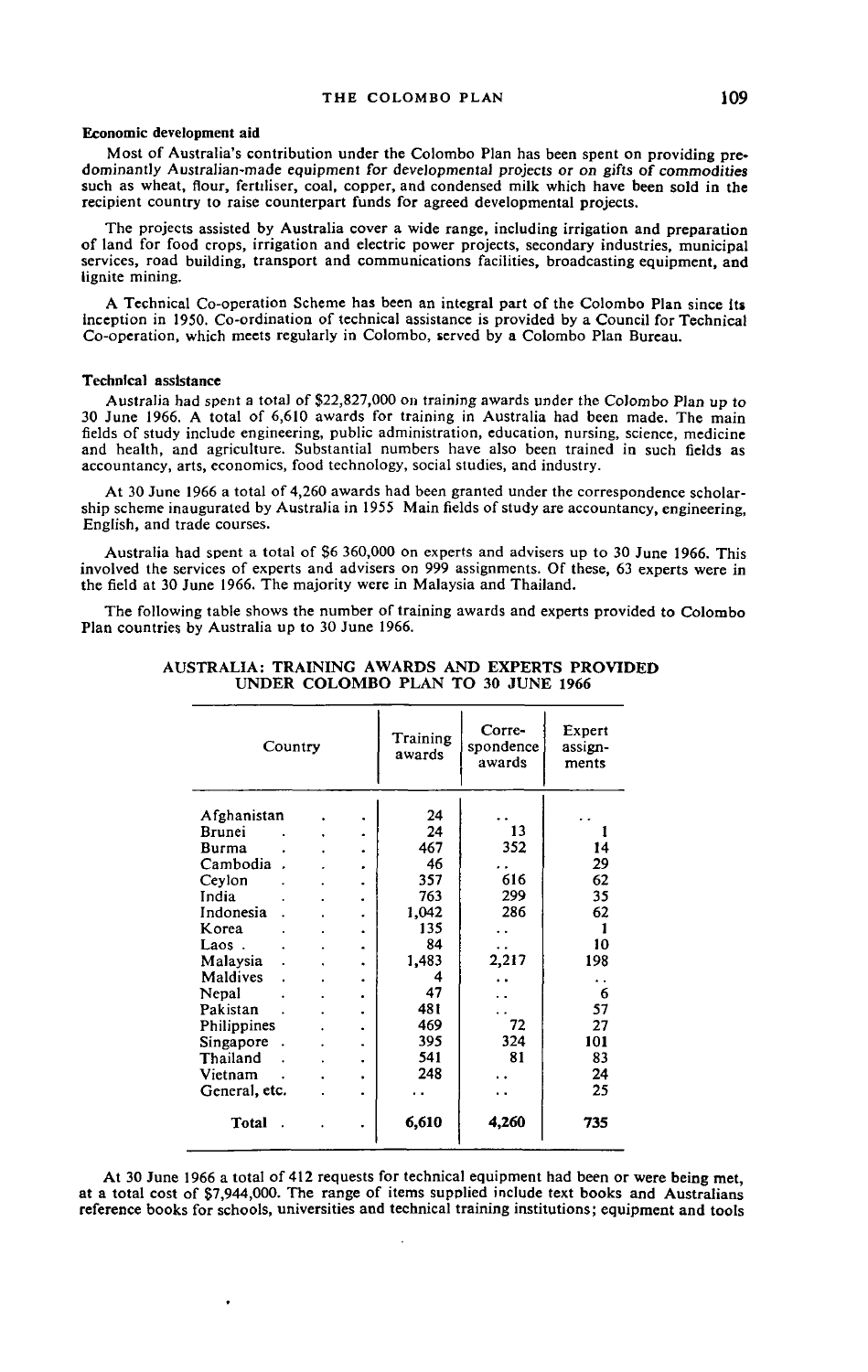#### Economic development aid

Most of Australia's contribution under the Colombo Plan has been spent on providing predominantly Australian-made equipment for developmental projects or on gifts of commodities such as wheat, flour, fertiliser, coal, copper, and condensed milk which have been sold in the recipient country to raise counterpart funds for agreed developmental projects.

The projects assisted by Australia cover a wide range, including irrigation and preparation of land for food crops, irrigation and electric power projects, secondary industries, municipal services, road building, transport and communications facilities, broadcasting equipment, and lignite mining.

A Technical Co-operation Scheme has been an integral part of the Colombo Plan since its inception in 1950. Co-ordination of technical assistance is provided by a Council for Technical Co-operation, which meets regularly in Colombo, served by a Colombo Plan Bureau.

#### Technical assistance

Australia had spent a total of $22,827,000 on training awards under the Colombo Plan up to 30 June 1966. A total of 6,610 awards for training in Australia had been made. The main fields of study include engineering, public administration, education, nursing, science, medicine and health, and agriculture. Substantial numbers have also been trained in such fields as accountancy, arts, economics, food technology, social studies, and industry.

At 30 June 1966 a total of 4,260 awards had been granted under the correspondence scholarship scheme inaugurated by Australia in 1955 Main fields of study are accountancy, engineering, English, and trade courses.

Australia had spent a total of $6 360,000 on experts and advisers up to 30 June 1966. This involved the services of experts and advisers on 999 assignments. Of these, 63 experts were in the field at 30 June 1966. The majority were in Malaysia and Thailand.

The following table shows the number of training awards and experts provided to Colombo Plan countries by Australia up to 30 June 1966.

AUSTRALIA: TRAINING AWARDS AND EXPERTS PROVIDED UNDER COLOMBO PLAN TO 30 JUNE 1966

| Country | Training awards | Correspondence awards | Expert assignments |
|---|---|---|---|
| Afghanistan | 24 | .. | .. |
| Brunei | 24 | 13 | 1 |
| Burma | 467 | 352 | 14 |
| Cambodia | 46 | .. | 29 |
| Ceylon | 357 | 616 | 62 |
| India | 763 | 299 | 35 |
| Indonesia | 1,042 | 286 | 62 |
| Korea | 135 | .. | 1 |
| Laos | 84 | .. | 10 |
| Malaysia | 1,483 | 2,217 | 198 |
| Maldives | 4 | .. | .. |
| Nepal | 47 | .. | 6 |
| Pakistan | 481 | .. | 57 |
| Philippines | 469 | 72 | 27 |
| Singapore | 395 | 324 | 101 |
| Thailand | 541 | 81 | 83 |
| Vietnam | 248 | .. | 24 |
| General, etc. | .. | .. | 25 |
| **Total** | **6,610** | **4,260** | **735** |

At 30 June 1966 a total of 412 requests for technical equipment had been or were being met, at a total cost of $7,944,000. The range of items supplied include text books and Australians reference books for schools, universities and technical training institutions; equipment and tools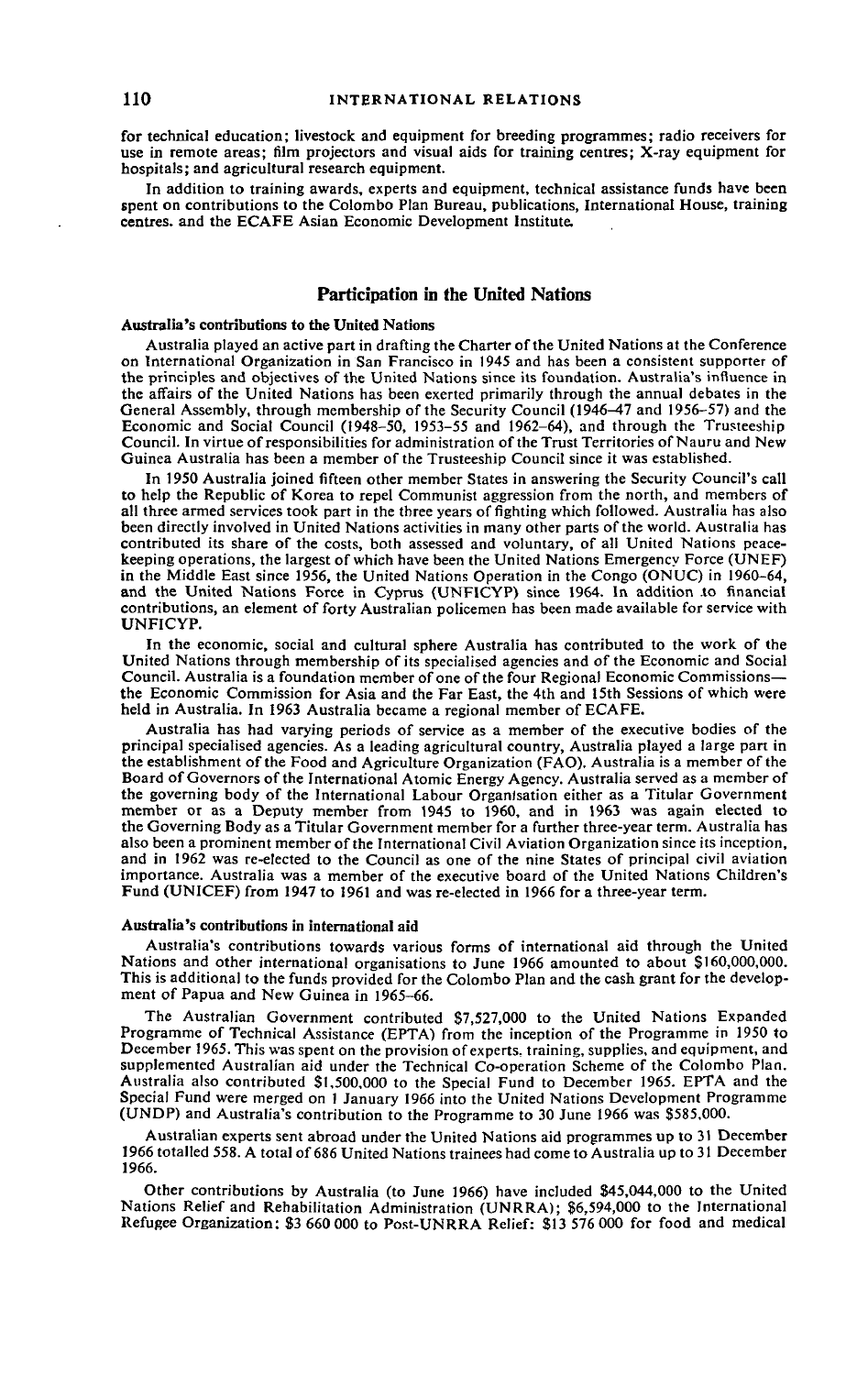for technical education; livestock and equipment for breeding programmes; radio receivers for use in remote areas; film projectors and visual aids for training centres; X-ray equipment for hospitals; and agricultural research equipment.

In addition to training awards, experts and equipment, technical assistance funds have been spent on contributions to the Colombo Plan Bureau, publications, International House, training centres, and the ECAFE Asian Economic Development Institute.

## Participation in the United Nations

### Australia's contributions to the United Nations

Australia played an active part in drafting the Charter of the United Nations at the Conference on International Organization in San Francisco in 1945 and has been a consistent supporter of the principles and objectives of the United Nations since its foundation. Australia's influence in the affairs of the United Nations has been exerted primarily through the annual debates in the General Assembly, through membership of the Security Council (1946–47 and 1956–57) and the Economic and Social Council (1948–50, 1953–55 and 1962–64), and through the Trusteeship Council. In virtue of responsibilities for administration of the Trust Territories of Nauru and New Guinea Australia has been a member of the Trusteeship Council since it was established.

In 1950 Australia joined fifteen other member States in answering the Security Council's call to help the Republic of Korea to repel Communist aggression from the north, and members of all three armed services took part in the three years of fighting which followed. Australia has also been directly involved in United Nations activities in many other parts of the world. Australia has contributed its share of the costs, both assessed and voluntary, of all United Nations peace-keeping operations, the largest of which have been the United Nations Emergency Force (UNEF) in the Middle East since 1956, the United Nations Operation in the Congo (ONUC) in 1960–64, and the United Nations Force in Cyprus (UNFICYP) since 1964. In addition to financial contributions, an element of forty Australian policemen has been made available for service with UNFICYP.

In the economic, social and cultural sphere Australia has contributed to the work of the United Nations through membership of its specialised agencies and of the Economic and Social Council. Australia is a foundation member of one of the four Regional Economic Commissions—the Economic Commission for Asia and the Far East, the 4th and 15th Sessions of which were held in Australia. In 1963 Australia became a regional member of ECAFE.

Australia has had varying periods of service as a member of the executive bodies of the principal specialised agencies. As a leading agricultural country, Australia played a large part in the establishment of the Food and Agriculture Organization (FAO). Australia is a member of the Board of Governors of the International Atomic Energy Agency. Australia served as a member of the governing body of the International Labour Organisation either as a Titular Government member or as a Deputy member from 1945 to 1960, and in 1963 was again elected to the Governing Body as a Titular Government member for a further three-year term. Australia has also been a prominent member of the International Civil Aviation Organization since its inception, and in 1962 was re-elected to the Council as one of the nine States of principal civil aviation importance. Australia was a member of the executive board of the United Nations Children's Fund (UNICEF) from 1947 to 1961 and was re-elected in 1966 for a three-year term.

### Australia's contributions in international aid

Australia's contributions towards various forms of international aid through the United Nations and other international organisations to June 1966 amounted to about $160,000,000. This is additional to the funds provided for the Colombo Plan and the cash grant for the development of Papua and New Guinea in 1965–66.

The Australian Government contributed $7,527,000 to the United Nations Expanded Programme of Technical Assistance (EPTA) from the inception of the Programme in 1950 to December 1965. This was spent on the provision of experts, training, supplies, and equipment, and supplemented Australian aid under the Technical Co-operation Scheme of the Colombo Plan. Australia also contributed $1,500,000 to the Special Fund to December 1965. EPTA and the Special Fund were merged on 1 January 1966 into the United Nations Development Programme (UNDP) and Australia's contribution to the Programme to 30 June 1966 was $585,000.

Australian experts sent abroad under the United Nations aid programmes up to 31 December 1966 totalled 558. A total of 686 United Nations trainees had come to Australia up to 31 December 1966.

Other contributions by Australia (to June 1966) have included $45,044,000 to the United Nations Relief and Rehabilitation Administration (UNRRA); $6,594,000 to the International Refugee Organization; $3 660 000 to Post-UNRRA Relief; $13 576 000 for food and medical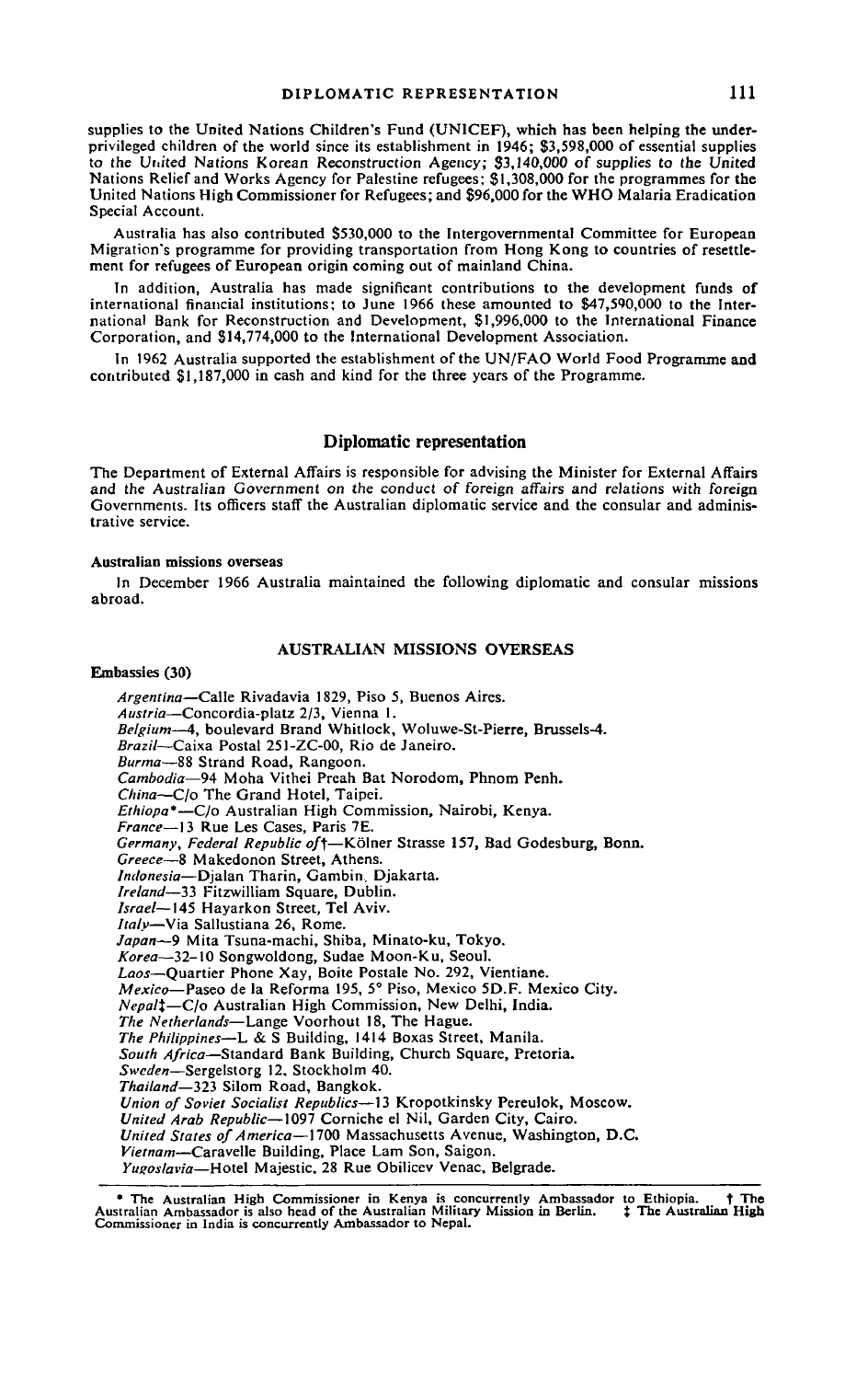supplies to the United Nations Children's Fund (UNICEF), which has been helping the under-privileged children of the world since its establishment in 1946; $3,598,000 of essential supplies to the United Nations Korean Reconstruction Agency; $3,140,000 of supplies to the United Nations Relief and Works Agency for Palestine refugees; $1,308,000 for the programmes for the United Nations High Commissioner for Refugees; and $96,000 for the WHO Malaria Eradication Special Account.

Australia has also contributed $530,000 to the Intergovernmental Committee for European Migration's programme for providing transportation from Hong Kong to countries of resettlement for refugees of European origin coming out of mainland China.

In addition, Australia has made significant contributions to the development funds of international financial institutions; to June 1966 these amounted to $47,590,000 to the International Bank for Reconstruction and Development, $1,996,000 to the International Finance Corporation, and $14,774,000 to the International Development Association.

In 1962 Australia supported the establishment of the UN/FAO World Food Programme and contributed $1,187,000 in cash and kind for the three years of the Programme.

## Diplomatic representation

The Department of External Affairs is responsible for advising the Minister for External Affairs and the Australian Government on the conduct of foreign affairs and relations with foreign Governments. Its officers staff the Australian diplomatic service and the consular and administrative service.

#### Australian missions overseas

In December 1966 Australia maintained the following diplomatic and consular missions abroad.

### AUSTRALIAN MISSIONS OVERSEAS

**Embassies (30)**

*Argentina*—Calle Rivadavia 1829, Piso 5, Buenos Aires.
*Austria*—Concordia-platz 2/3, Vienna 1.
*Belgium*—4, boulevard Brand Whitlock, Woluwe-St-Pierre, Brussels-4.
*Brazil*—Caixa Postal 251-ZC-00, Rio de Janeiro.
*Burma*—88 Strand Road, Rangoon.
*Cambodia*—94 Moha Vithei Preah Bat Norodom, Phnom Penh.
*China*—C/o The Grand Hotel, Taipei.
*Ethiopa**—C/o Australian High Commission, Nairobi, Kenya.
*France*—13 Rue Les Cases, Paris 7E.
*Germany, Federal Republic of*†—Kölner Strasse 157, Bad Godesburg, Bonn.
*Greece*—8 Makedonon Street, Athens.
*Indonesia*—Djalan Tharin, Gambin, Djakarta.
*Ireland*—33 Fitzwilliam Square, Dublin.
*Israel*—145 Hayarkon Street, Tel Aviv.
*Italy*—Via Sallustiana 26, Rome.
*Japan*—9 Mita Tsuna-machi, Shiba, Minato-ku, Tokyo.
*Korea*—32-10 Songwoldong, Sudae Moon-Ku, Seoul.
*Laos*—Quartier Phone Xay, Boite Postale No. 292, Vientiane.
*Mexico*—Paseo de la Reforma 195, 5° Piso, Mexico 5D.F. Mexico City.
*Nepal*‡—C/o Australian High Commission, New Delhi, India.
*The Netherlands*—Lange Voorhout 18, The Hague.
*The Philippines*—L & S Building, 1414 Boxas Street, Manila.
*South Africa*—Standard Bank Building, Church Square, Pretoria.
*Sweden*—Sergelstorg 12, Stockholm 40.
*Thailand*—323 Silom Road, Bangkok.
*Union of Soviet Socialist Republics*—13 Kropotkinsky Pereulok, Moscow.
*United Arab Republic*—1097 Corniche el Nil, Garden City, Cairo.
*United States of America*—1700 Massachusetts Avenue, Washington, D.C.
*Vietnam*—Caravelle Building, Place Lam Son, Saigon.
*Yugoslavia*—Hotel Majestic, 28 Rue Obilicev Venac, Belgrade.

* The Australian High Commissioner in Kenya is concurrently Ambassador to Ethiopia. † The Australian Ambassador is also head of the Australian Military Mission in Berlin. ‡ The Australian High Commissioner in India is concurrently Ambassador to Nepal.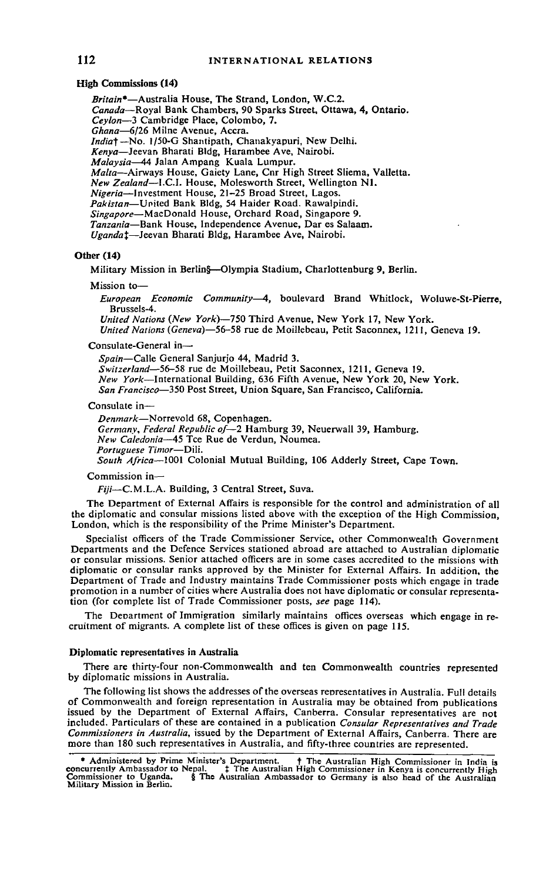### High Commissions (14)

*Britain*\*—Australia House, The Strand, London, W.C.2.
*Canada*—Royal Bank Chambers, 90 Sparks Street, Ottawa, 4, Ontario.
*Ceylon*—3 Cambridge Place, Colombo, 7.
*Ghana*—6/26 Milne Avenue, Accra.
*India*†—No. 1/50-G Shantipath, Chanakyapuri, New Delhi.
*Kenya*—Jeevan Bharati Bldg, Harambee Ave, Nairobi.
*Malaysia*—44 Jalan Ampang Kuala Lumpur.
*Malta*—Airways House, Gaiety Lane, Cnr High Street Sliema, Valletta.
*New Zealand*—I.C.I. House, Molesworth Street, Wellington N1.
*Nigeria*—Investment House, 21–25 Broad Street, Lagos.
*Pakistan*—United Bank Bldg, 54 Haider Road. Rawalpindi.
*Singapore*—MacDonald House, Orchard Road, Singapore 9.
*Tanzania*—Bank House, Independence Avenue, Dar es Salaam.
*Uganda*‡—Jeevan Bharati Bldg, Harambee Ave, Nairobi.

### Other (14)

Military Mission in Berlin§—Olympia Stadium, Charlottenburg 9, Berlin.

Mission to—

*European Economic Community*—4, boulevard Brand Whitlock, Woluwe-St-Pierre, Brussels-4.
*United Nations (New York)*—750 Third Avenue, New York 17, New York.
*United Nations (Geneva)*—56–58 rue de Moillebeau, Petit Saconnex, 1211, Geneva 19.

Consulate-General in—

*Spain*—Calle General Sanjurjo 44, Madrid 3.
*Switzerland*—56–58 rue de Moillebeau, Petit Saconnex, 1211, Geneva 19.
*New York*—International Building, 636 Fifth Avenue, New York 20, New York.
*San Francisco*—350 Post Street, Union Square, San Francisco, California.

Consulate in—

*Denmark*—Norrevold 68, Copenhagen.
*Germany, Federal Republic of*—2 Hamburg 39, Neuerwall 39, Hamburg.
*New Caledonia*—45 Tce Rue de Verdun, Noumea.
*Portuguese Timor*—Dili.
*South Africa*—1001 Colonial Mutual Building, 106 Adderly Street, Cape Town.

Commission in—

*Fiji*—C.M.L.A. Building, 3 Central Street, Suva.

The Department of External Affairs is responsible for the control and administration of all the diplomatic and consular missions listed above with the exception of the High Commission, London, which is the responsibility of the Prime Minister's Department.

Specialist officers of the Trade Commissioner Service, other Commonwealth Government Departments and the Defence Services stationed abroad are attached to Australian diplomatic or consular missions. Senior attached officers are in some cases accredited to the missions with diplomatic or consular ranks approved by the Minister for External Affairs. In addition, the Department of Trade and Industry maintains Trade Commissioner posts which engage in trade promotion in a number of cities where Australia does not have diplomatic or consular representation (for complete list of Trade Commissioner posts, *see* page 114).

The Department of Immigration similarly maintains offices overseas which engage in recruitment of migrants. A complete list of these offices is given on page 115.

### Diplomatic representatives in Australia

There are thirty-four non-Commonwealth and ten Commonwealth countries represented by diplomatic missions in Australia.

The following list shows the addresses of the overseas representatives in Australia. Full details of Commonwealth and foreign representation in Australia may be obtained from publications issued by the Department of External Affairs, Canberra. Consular representatives are not included. Particulars of these are contained in a publication *Consular Representatives and Trade Commissioners in Australia*, issued by the Department of External Affairs, Canberra. There are more than 180 such representatives in Australia, and fifty-three countries are represented.

---

\* Administered by Prime Minister's Department. † The Australian High Commissioner in India is concurrently Ambassador to Nepal. ‡ The Australian High Commissioner in Kenya is concurrently High Commissioner to Uganda. § The Australian Ambassador to Germany is also head of the Australian Military Mission in Berlin.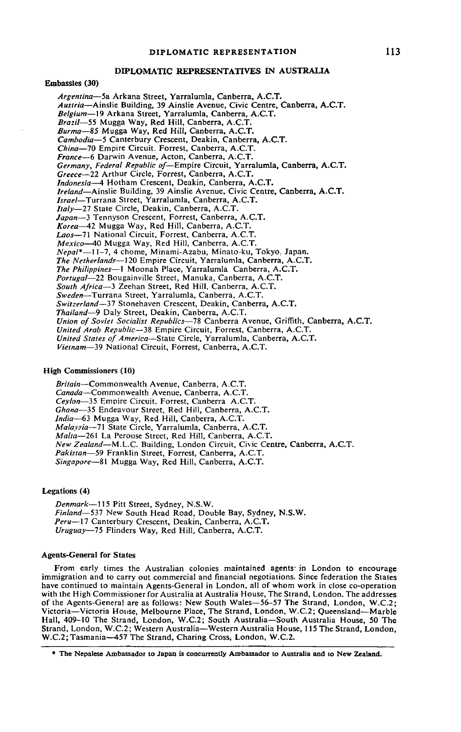## DIPLOMATIC REPRESENTATIVES IN AUSTRALIA

**Embassies (30)**

*Argentina*—5a Arkana Street, Yarralumla, Canberra, A.C.T.
*Austria*—Ainslie Building, 39 Ainslie Avenue, Civic Centre, Canberra, A.C.T.
*Belgium*—19 Arkana Street, Yarralumla, Canberra, A.C.T.
*Brazil*—55 Mugga Way, Red Hill, Canberra, A.C.T.
*Burma*—85 Mugga Way, Red Hill, Canberra, A.C.T.
*Cambodia*—5 Canterbury Crescent, Deakin, Canberra, A.C.T.
*China*—70 Empire Circuit, Forrest, Canberra, A.C.T.
*France*—6 Darwin Avenue, Acton, Canberra, A.C.T.
*Germany, Federal Republic of*—Empire Circuit, Yarralumla, Canberra, A.C.T.
*Greece*—22 Arthur Circle, Forrest, Canberra, A.C.T.
*Indonesia*—4 Hotham Crescent, Deakin, Canberra, A.C.T.
*Ireland*—Ainslie Building, 39 Ainslie Avenue, Civic Centre, Canberra, A.C.T.
*Israel*—Turrana Street, Yarralumla, Canberra, A.C.T.
*Italy*—27 State Circle, Deakin, Canberra, A.C.T.
*Japan*—3 Tennyson Crescent, Forrest, Canberra, A.C.T.
*Korea*—42 Mugga Way, Red Hill, Canberra, A.C.T.
*Laos*—71 National Circuit, Forrest, Canberra, A.C.T.
*Mexico*—40 Mugga Way, Red Hill, Canberra, A.C.T.
*Nepal**—11-7, 4 chome, Minami-Azabu, Minato-ku, Tokyo, Japan.
*The Netherlands*—120 Empire Circuit, Yarralumla, Canberra, A.C.T.
*The Philippines*—1 Moonah Place, Yarralumla Canberra, A.C.T.
*Portugal*—22 Bougainville Street, Manuka, Canberra, A.C.T.
*South Africa*—3 Zeehan Street, Red Hill, Canberra, A.C.T.
*Sweden*—Turrana Street, Yarralumla, Canberra, A.C.T.
*Switzerland*—37 Stonehaven Crescent, Deakin, Canberra, A.C.T.
*Thailand*—9 Daly Street, Deakin, Canberra, A.C.T.
*Union of Soviet Socialist Republics*—78 Canberra Avenue, Griffith, Canberra, A.C.T.
*United Arab Republic*—38 Empire Circuit, Forrest, Canberra, A.C.T.
*United States of America*—State Circle, Yarralumla, Canberra, A.C.T.
*Vietnam*—39 National Circuit, Forrest, Canberra, A.C.T.

**High Commissioners (10)**

*Britain*—Commonwealth Avenue, Canberra, A.C.T.
*Canada*—Commonwealth Avenue, Canberra, A.C.T.
*Ceylon*—35 Empire Circuit, Forrest, Canberra A.C.T.
*Ghana*—35 Endeavour Street, Red Hill, Canberra, A.C.T.
*India*—63 Mugga Way, Red Hill, Canberra, A.C.T.
*Malaysia*—71 State Circle, Yarralumla, Canberra, A.C.T.
*Malta*—261 La Perouse Street, Red Hill, Canberra, A.C.T.
*New Zealand*—M.L.C. Building, London Circuit, Civic Centre, Canberra, A.C.T.
*Pakistan*—59 Franklin Street, Forrest, Canberra, A.C.T.
*Singapore*—81 Mugga Way, Red Hill, Canberra, A.C.T.

**Legations (4)**

*Denmark*—115 Pitt Street, Sydney, N.S.W.
*Finland*—537 New South Head Road, Double Bay, Sydney, N.S.W.
*Peru*—17 Canterbury Crescent, Deakin, Canberra, A.C.T.
*Uruguay*—75 Flinders Way, Red Hill, Canberra, A.C.T.

**Agents-General for States**

From early times the Australian colonies maintained agents in London to encourage immigration and to carry out commercial and financial negotiations. Since federation the States have continued to maintain Agents-General in London, all of whom work in close co-operation with the High Commissioner for Australia at Australia House, The Strand, London. The addresses of the Agents-General are as follows: New South Wales—56-57 The Strand, London, W.C.2; Victoria—Victoria House, Melbourne Place, The Strand, London, W.C.2; Queensland—Marble Hall, 409-10 The Strand, London, W.C.2; South Australia—South Australia House, 50 The Strand, London, W.C.2; Western Australia—Western Australia House, 115 The Strand, London, W.C.2; Tasmania—457 The Strand, Charing Cross, London, W.C.2.

---

\* The Nepalese Ambassador to Japan is concurrently Ambassador to Australia and to New Zealand.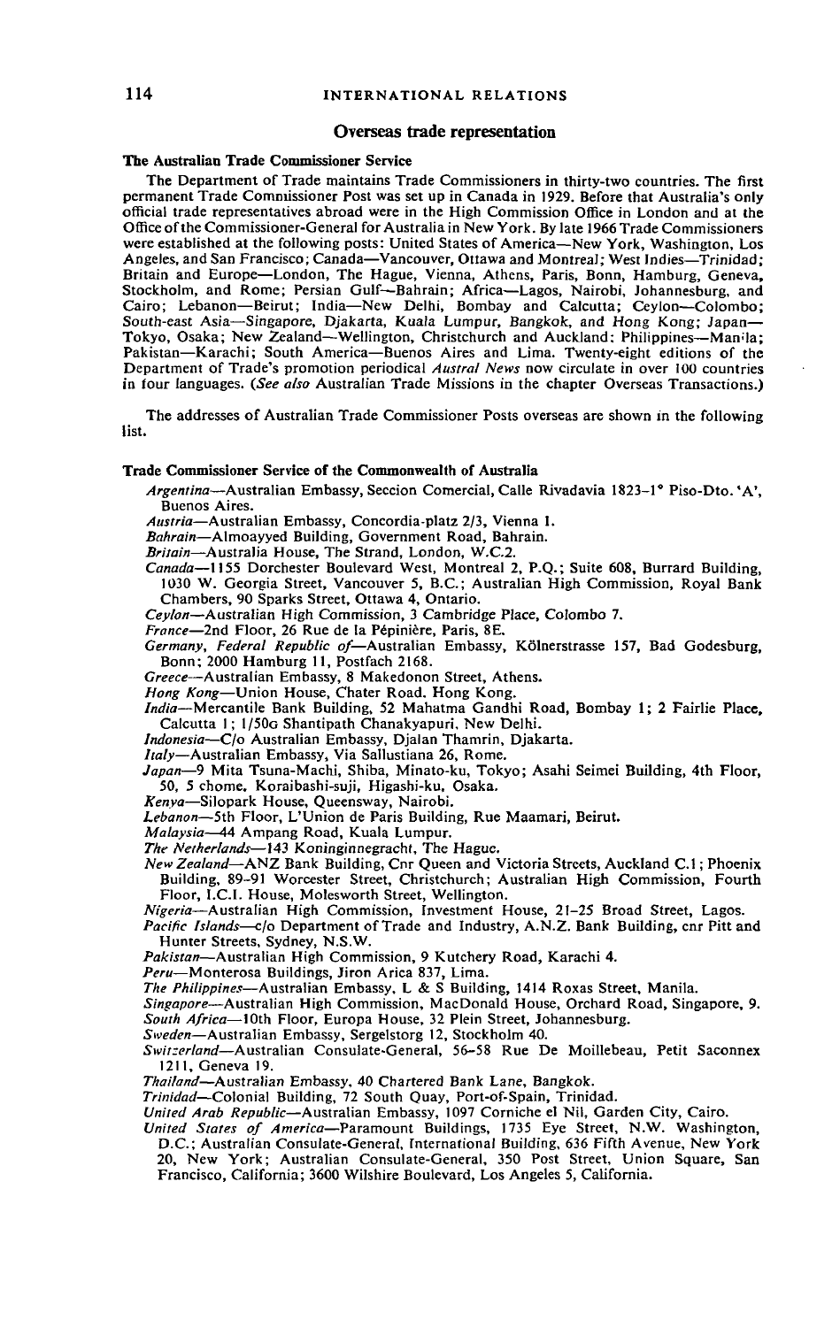## Overseas trade representation

### The Australian Trade Commissioner Service

The Department of Trade maintains Trade Commissioners in thirty-two countries. The first permanent Trade Commissioner Post was set up in Canada in 1929. Before that Australia's only official trade representatives abroad were in the High Commission Office in London and at the Office of the Commissioner-General for Australia in New York. By late 1966 Trade Commissioners were established at the following posts: United States of America—New York, Washington, Los Angeles, and San Francisco; Canada—Vancouver, Ottawa and Montreal; West Indies—Trinidad; Britain and Europe—London, The Hague, Vienna, Athens, Paris, Bonn, Hamburg, Geneva, Stockholm, and Rome; Persian Gulf—Bahrain; Africa—Lagos, Nairobi, Johannesburg, and Cairo; Lebanon—Beirut; India—New Delhi, Bombay and Calcutta; Ceylon—Colombo; South-east Asia—Singapore, Djakarta, Kuala Lumpur, Bangkok, and Hong Kong; Japan—Tokyo, Osaka; New Zealand—Wellington, Christchurch and Auckland; Philippines—Manila; Pakistan—Karachi; South America—Buenos Aires and Lima. Twenty-eight editions of the Department of Trade's promotion periodical *Austral News* now circulate in over 100 countries in four languages. (*See also* Australian Trade Missions in the chapter Overseas Transactions.)

The addresses of Australian Trade Commissioner Posts overseas are shown in the following list.

### Trade Commissioner Service of the Commonwealth of Australia

*Argentina*—Australian Embassy, Seccion Comercial, Calle Rivadavia 1823-1° Piso-Dto. 'A', Buenos Aires.

*Austria*—Australian Embassy, Concordia-platz 2/3, Vienna 1.

*Bahrain*—Almoayyed Building, Government Road, Bahrain.

*Britain*—Australia House, The Strand, London, W.C.2.

*Canada*—1155 Dorchester Boulevard West, Montreal 2, P.Q.; Suite 608, Burrard Building, 1030 W. Georgia Street, Vancouver 5, B.C.; Australian High Commission, Royal Bank Chambers, 90 Sparks Street, Ottawa 4, Ontario.

*Ceylon*—Australian High Commission, 3 Cambridge Place, Colombo 7.

*France*—2nd Floor, 26 Rue de la Pépinière, Paris, 8E.

*Germany, Federal Republic of*—Australian Embassy, Kölnerstrasse 157, Bad Godesburg, Bonn; 2000 Hamburg 11, Postfach 2168.

*Greece*—Australian Embassy, 8 Makedonon Street, Athens.

*Hong Kong*—Union House, Chater Road, Hong Kong.

*India*—Mercantile Bank Building, 52 Mahatma Gandhi Road, Bombay 1; 2 Fairlie Place, Calcutta 1; 1/50G Shantipath Chanakyapuri, New Delhi.

*Indonesia*—C/o Australian Embassy, Djalan Thamrin, Djakarta.

*Italy*—Australian Embassy, Via Sallustiana 26, Rome.

*Japan*—9 Mita Tsuna-Machi, Shiba, Minato-ku, Tokyo; Asahi Seimei Building, 4th Floor, 50, 5 chome, Koraibashi-suji, Higashi-ku, Osaka.

*Kenya*—Silopark House, Queensway, Nairobi.

*Lebanon*—5th Floor, L'Union de Paris Building, Rue Maamari, Beirut.

*Malaysia*—44 Ampang Road, Kuala Lumpur.

*The Netherlands*—143 Koninginnegracht, The Hague.

*New Zealand*—ANZ Bank Building, Cnr Queen and Victoria Streets, Auckland C.1; Phoenix Building, 89–91 Worcester Street, Christchurch; Australian High Commission, Fourth Floor, I.C.I. House, Molesworth Street, Wellington.

*Nigeria*—Australian High Commission, Investment House, 21–25 Broad Street, Lagos.

*Pacific Islands*—c/o Department of Trade and Industry, A.N.Z. Bank Building, cnr Pitt and Hunter Streets, Sydney, N.S.W.

*Pakistan*—Australian High Commission, 9 Kutchery Road, Karachi 4.

*Peru*—Monterosa Buildings, Jiron Arica 837, Lima.

*The Philippines*—Australian Embassy, L & S Building, 1414 Roxas Street, Manila.

*Singapore*—Australian High Commission, MacDonald House, Orchard Road, Singapore, 9.

*South Africa*—10th Floor, Europa House, 32 Plein Street, Johannesburg.

*Sweden*—Australian Embassy, Sergelstorg 12, Stockholm 40.

*Switzerland*—Australian Consulate-General, 56–58 Rue De Moillebeau, Petit Saconnex 1211, Geneva 19.

*Thailand*—Australian Embassy, 40 Chartered Bank Lane, Bangkok.

*Trinidad*—Colonial Building, 72 South Quay, Port-of-Spain, Trinidad.

*United Arab Republic*—Australian Embassy, 1097 Corniche el Nil, Garden City, Cairo.

*United States of America*—Paramount Buildings, 1735 Eye Street, N.W. Washington, D.C.; Australian Consulate-General, International Building, 636 Fifth Avenue, New York 20, New York; Australian Consulate-General, 350 Post Street, Union Square, San Francisco, California; 3600 Wilshire Boulevard, Los Angeles 5, California.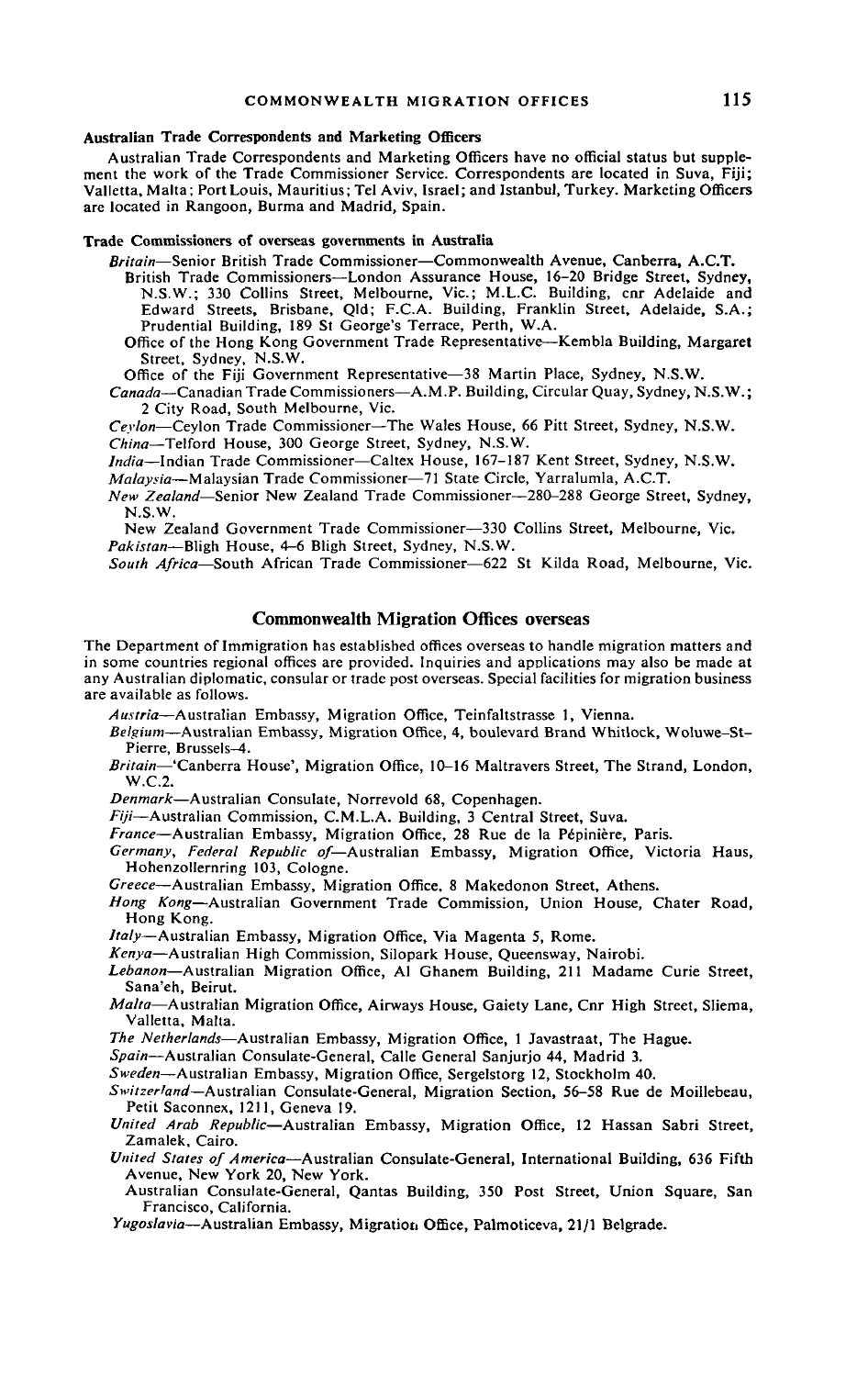#### Australian Trade Correspondents and Marketing Officers

Australian Trade Correspondents and Marketing Officers have no official status but supplement the work of the Trade Commissioner Service. Correspondents are located in Suva, Fiji; Valletta, Malta; Port Louis, Mauritius; Tel Aviv, Israel; and Istanbul, Turkey. Marketing Officers are located in Rangoon, Burma and Madrid, Spain.

#### Trade Commissioners of overseas governments in Australia

*Britain*—Senior British Trade Commissioner—Commonwealth Avenue, Canberra, A.C.T.
British Trade Commissioners—London Assurance House, 16–20 Bridge Street, Sydney, N.S.W.; 330 Collins Street, Melbourne, Vic.; M.L.C. Building, cnr Adelaide and Edward Streets, Brisbane, Qld; F.C.A. Building, Franklin Street, Adelaide, S.A.; Prudential Building, 189 St George's Terrace, Perth, W.A.
Office of the Hong Kong Government Trade Representative—Kembla Building, Margaret Street, Sydney, N.S.W.
Office of the Fiji Government Representative—38 Martin Place, Sydney, N.S.W.

*Canada*—Canadian Trade Commissioners—A.M.P. Building, Circular Quay, Sydney, N.S.W.; 2 City Road, South Melbourne, Vic.

*Ceylon*—Ceylon Trade Commissioner—The Wales House, 66 Pitt Street, Sydney, N.S.W.

*China*—Telford House, 300 George Street, Sydney, N.S.W.

*India*—Indian Trade Commissioner—Caltex House, 167–187 Kent Street, Sydney, N.S.W.

*Malaysia*—Malaysian Trade Commissioner—71 State Circle, Yarralumla, A.C.T.

*New Zealand*—Senior New Zealand Trade Commissioner—280–288 George Street, Sydney, N.S.W.
New Zealand Government Trade Commissioner—330 Collins Street, Melbourne, Vic.

*Pakistan*—Bligh House, 4–6 Bligh Street, Sydney, N.S.W.

*South Africa*—South African Trade Commissioner—622 St Kilda Road, Melbourne, Vic.

### Commonwealth Migration Offices overseas

The Department of Immigration has established offices overseas to handle migration matters and in some countries regional offices are provided. Inquiries and applications may also be made at any Australian diplomatic, consular or trade post overseas. Special facilities for migration business are available as follows.

*Austria*—Australian Embassy, Migration Office, Teinfaltstrasse 1, Vienna.

*Belgium*—Australian Embassy, Migration Office, 4, boulevard Brand Whitlock, Woluwe–St–Pierre, Brussels–4.

*Britain*—'Canberra House', Migration Office, 10–16 Maltravers Street, The Strand, London, W.C.2.

*Denmark*—Australian Consulate, Norrevold 68, Copenhagen.

*Fiji*—Australian Commission, C.M.L.A. Building, 3 Central Street, Suva.

*France*—Australian Embassy, Migration Office, 28 Rue de la Pépinière, Paris.

*Germany, Federal Republic of*—Australian Embassy, Migration Office, Victoria Haus, Hohenzollernring 103, Cologne.

*Greece*—Australian Embassy, Migration Office, 8 Makedonon Street, Athens.

*Hong Kong*—Australian Government Trade Commission, Union House, Chater Road, Hong Kong.

*Italy*—Australian Embassy, Migration Office, Via Magenta 5, Rome.

*Kenya*—Australian High Commission, Silopark House, Queensway, Nairobi.

*Lebanon*—Australian Migration Office, Al Ghanem Building, 211 Madame Curie Street, Sana'eh, Beirut.

*Malta*—Australian Migration Office, Airways House, Gaiety Lane, Cnr High Street, Sliema, Valletta, Malta.

*The Netherlands*—Australian Embassy, Migration Office, 1 Javastraat, The Hague.

*Spain*—Australian Consulate-General, Calle General Sanjurjo 44, Madrid 3.

*Sweden*—Australian Embassy, Migration Office, Sergelstorg 12, Stockholm 40.

*Switzerland*—Australian Consulate-General, Migration Section, 56–58 Rue de Moillebeau, Petit Saconnex, 1211, Geneva 19.

*United Arab Republic*—Australian Embassy, Migration Office, 12 Hassan Sabri Street, Zamalek, Cairo.

*United States of America*—Australian Consulate-General, International Building, 636 Fifth Avenue, New York 20, New York.
Australian Consulate-General, Qantas Building, 350 Post Street, Union Square, San Francisco, California.

*Yugoslavia*—Australian Embassy, Migration Office, Palmoticeva, 21/1 Belgrade.